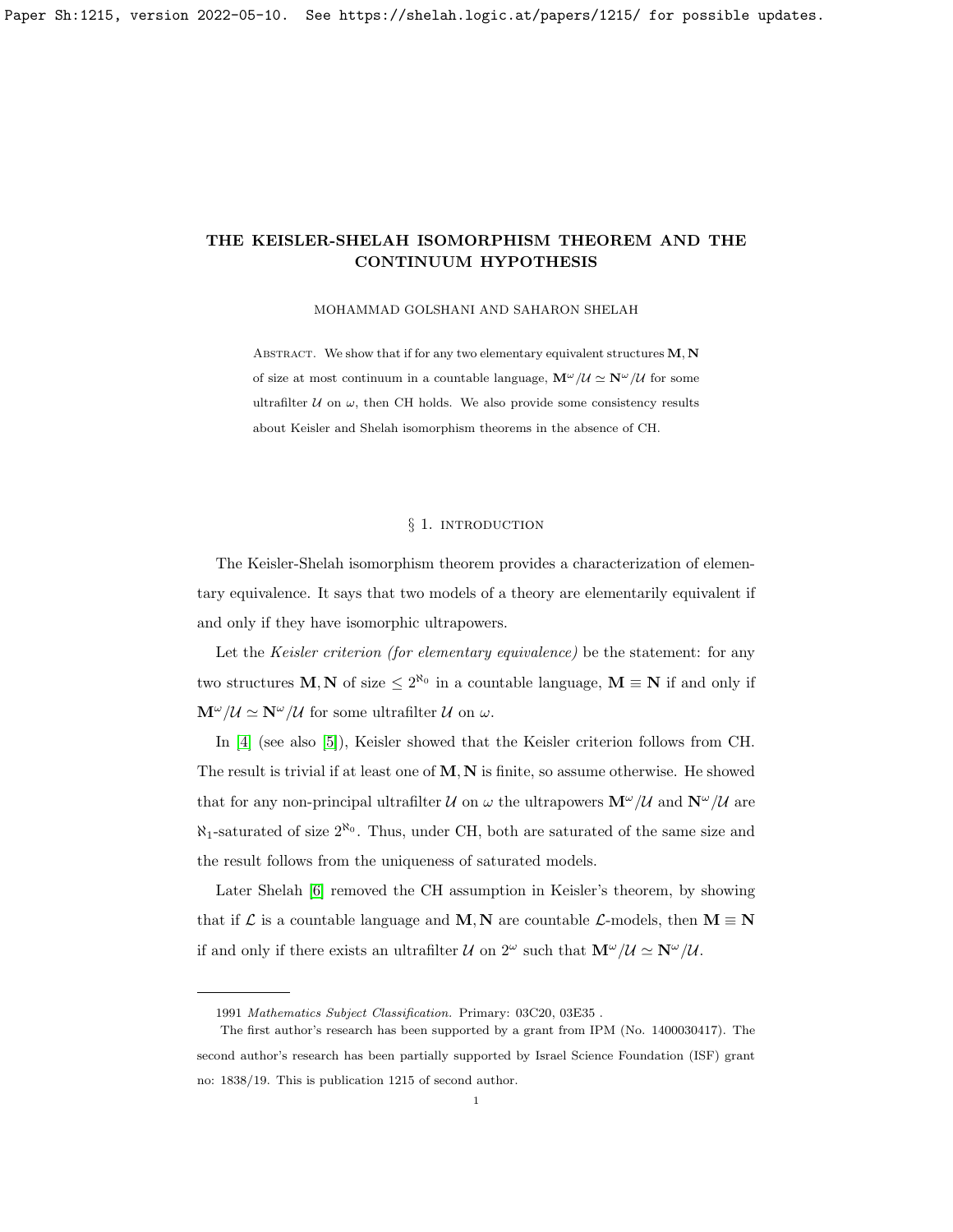# THE KEISLER-SHELAH ISOMORPHISM THEOREM AND THE CONTINUUM HYPOTHESIS

MOHAMMAD GOLSHANI AND SAHARON SHELAH

Abstract. We show that if for any two elementary equivalent structures $\mathbf{M}, \mathbf{N}$ of size at most continuum in a countable language, $\mathbf{M}^\omega/\mathcal{U} \simeq \mathbf{N}^\omega/\mathcal{U}$ for some ultrafilter $\mathcal{U}$ on $\omega$, then CH holds. We also provide some consistency results about Keisler and Shelah isomorphism theorems in the absence of CH.

## § 1. introduction

The Keisler-Shelah isomorphism theorem provides a characterization of elementary equivalence. It says that two models of a theory are elementarily equivalent if and only if they have isomorphic ultrapowers.

Let the *Keisler criterion (for elementary equivalence)* be the statement: for any two structures $\mathbf{M}, \mathbf{N}$ of size $\leq 2^{\aleph_0}$ in a countable language, $\mathbf{M} \equiv \mathbf{N}$ if and only if $\mathbf{M}^\omega/\mathcal{U} \simeq \mathbf{N}^\omega/\mathcal{U}$ for some ultrafilter $\mathcal{U}$ on $\omega$.

In [4] (see also [5]), Keisler showed that the Keisler criterion follows from CH. The result is trivial if at least one of $\mathbf{M}, \mathbf{N}$ is finite, so assume otherwise. He showed that for any non-principal ultrafilter $\mathcal{U}$ on $\omega$ the ultrapowers $\mathbf{M}^\omega/\mathcal{U}$ and $\mathbf{N}^\omega/\mathcal{U}$ are $\aleph_1$-saturated of size $2^{\aleph_0}$. Thus, under CH, both are saturated of the same size and the result follows from the uniqueness of saturated models.

Later Shelah [6] removed the CH assumption in Keisler's theorem, by showing that if $\mathcal{L}$ is a countable language and $\mathbf{M}, \mathbf{N}$ are countable $\mathcal{L}$-models, then $\mathbf{M} \equiv \mathbf{N}$ if and only if there exists an ultrafilter $\mathcal{U}$ on $2^\omega$ such that $\mathbf{M}^\omega/\mathcal{U} \simeq \mathbf{N}^\omega/\mathcal{U}$.

1991 *Mathematics Subject Classification.* Primary: 03C20, 03E35 .

The first author's research has been supported by a grant from IPM (No. 1400030417). The second author's research has been partially supported by Israel Science Foundation (ISF) grant no: 1838/19. This is publication 1215 of second author.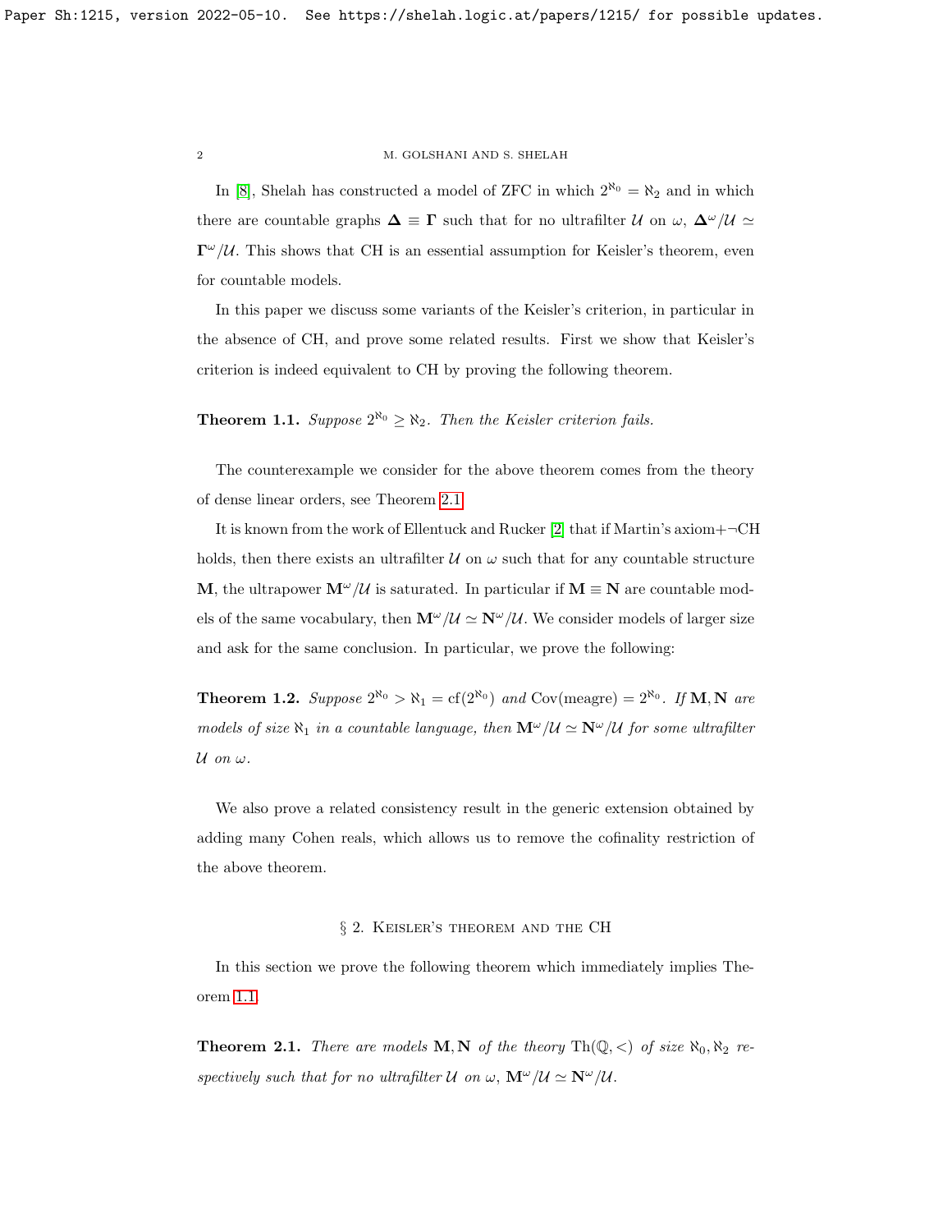In [8], Shelah has constructed a model of ZFC in which $2^{\aleph_0} = \aleph_2$ and in which there are countable graphs $\mathbf{\Delta} \equiv \mathbf{\Gamma}$ such that for no ultrafilter $\mathcal{U}$ on $\omega$, $\mathbf{\Delta}^\omega/\mathcal{U} \simeq \mathbf{\Gamma}^\omega/\mathcal{U}$. This shows that CH is an essential assumption for Keisler's theorem, even for countable models.

In this paper we discuss some variants of the Keisler's criterion, in particular in the absence of CH, and prove some related results. First we show that Keisler's criterion is indeed equivalent to CH by proving the following theorem.

**Theorem 1.1.** *Suppose $2^{\aleph_0} \geq \aleph_2$. Then the Keisler criterion fails.*

The counterexample we consider for the above theorem comes from the theory of dense linear orders, see Theorem 2.1.

It is known from the work of Ellentuck and Rucker [2] that if Martin's axiom+$\neg$CH holds, then there exists an ultrafilter $\mathcal{U}$ on $\omega$ such that for any countable structure $\mathbf{M}$, the ultrapower $\mathbf{M}^\omega/\mathcal{U}$ is saturated. In particular if $\mathbf{M} \equiv \mathbf{N}$ are countable models of the same vocabulary, then $\mathbf{M}^\omega/\mathcal{U} \simeq \mathbf{N}^\omega/\mathcal{U}$. We consider models of larger size and ask for the same conclusion. In particular, we prove the following:

**Theorem 1.2.** *Suppose $2^{\aleph_0} > \aleph_1 = \mathrm{cf}(2^{\aleph_0})$ and $\mathrm{Cov}(\text{meagre}) = 2^{\aleph_0}$. If $\mathbf{M}, \mathbf{N}$ are models of size $\aleph_1$ in a countable language, then $\mathbf{M}^\omega/\mathcal{U} \simeq \mathbf{N}^\omega/\mathcal{U}$ for some ultrafilter $\mathcal{U}$ on $\omega$.*

We also prove a related consistency result in the generic extension obtained by adding many Cohen reals, which allows us to remove the cofinality restriction of the above theorem.

## § 2. Keisler's theorem and the CH

In this section we prove the following theorem which immediately implies Theorem 1.1.

**Theorem 2.1.** *There are models $\mathbf{M}, \mathbf{N}$ of the theory $\mathrm{Th}(\mathbb{Q}, <)$ of size $\aleph_0, \aleph_2$ respectively such that for no ultrafilter $\mathcal{U}$ on $\omega$, $\mathbf{M}^\omega/\mathcal{U} \simeq \mathbf{N}^\omega/\mathcal{U}$.*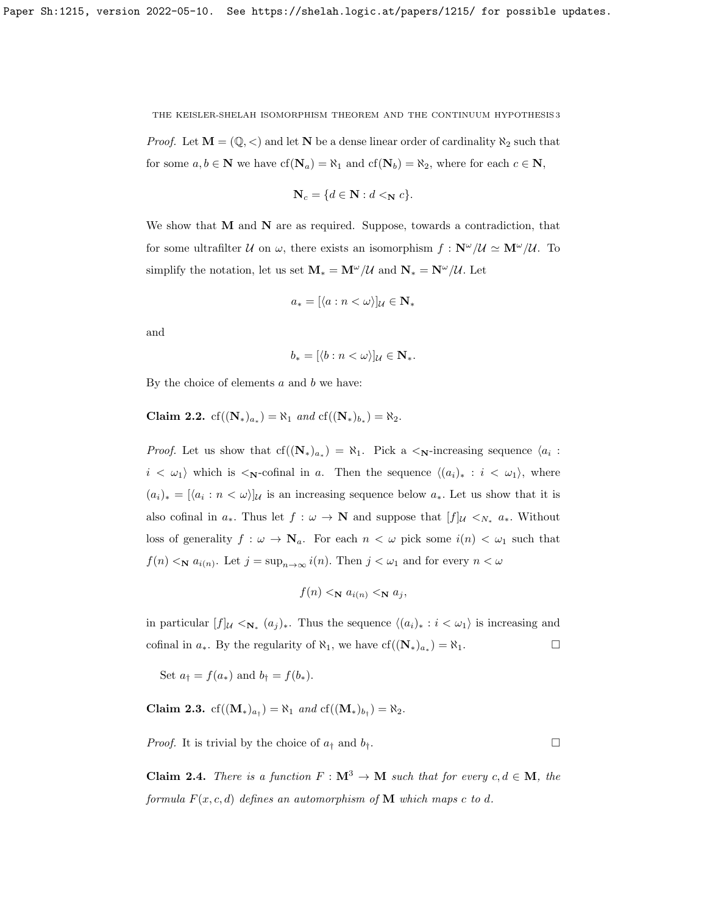*Proof.* Let $\mathbf{M} = (\mathbb{Q}, <)$ and let $\mathbf{N}$ be a dense linear order of cardinality $\aleph_2$ such that for some $a, b \in \mathbf{N}$ we have $\mathrm{cf}(\mathbf{N}_a) = \aleph_1$ and $\mathrm{cf}(\mathbf{N}_b) = \aleph_2$, where for each $c \in \mathbf{N}$,

$$\mathbf{N}_c = \{d \in \mathbf{N} : d <_{\mathbf{N}} c\}.$$

We show that $\mathbf{M}$ and $\mathbf{N}$ are as required. Suppose, towards a contradiction, that for some ultrafilter $\mathcal{U}$ on $\omega$, there exists an isomorphism $f : \mathbf{N}^\omega/\mathcal{U} \simeq \mathbf{M}^\omega/\mathcal{U}$. To simplify the notation, let us set $\mathbf{M}_* = \mathbf{M}^\omega/\mathcal{U}$ and $\mathbf{N}_* = \mathbf{N}^\omega/\mathcal{U}$. Let

$$a_* = [\langle a : n < \omega \rangle]_{\mathcal{U}} \in \mathbf{N}_*$$

and

$$b_* = [\langle b : n < \omega \rangle]_{\mathcal{U}} \in \mathbf{N}_*.$$

By the choice of elements $a$ and $b$ we have:

**Claim 2.2.** $\mathrm{cf}((\mathbf{N}_*)_{a_*}) = \aleph_1$ *and* $\mathrm{cf}((\mathbf{N}_*)_{b_*}) = \aleph_2$.

*Proof.* Let us show that $\mathrm{cf}((\mathbf{N}_*)_{a_*}) = \aleph_1$. Pick a $<_{\mathbf{N}}$-increasing sequence $\langle a_i : i < \omega_1 \rangle$ which is $<_{\mathbf{N}}$-cofinal in $a$. Then the sequence $\langle (a_i)_* : i < \omega_1 \rangle$, where $(a_i)_* = [\langle a_i : n < \omega \rangle]_{\mathcal{U}}$ is an increasing sequence below $a_*$. Let us show that it is also cofinal in $a_*$. Thus let $f : \omega \to \mathbf{N}$ and suppose that $[f]_{\mathcal{U}} <_{N_*} a_*$. Without loss of generality $f : \omega \to \mathbf{N}_a$. For each $n < \omega$ pick some $i(n) < \omega_1$ such that $f(n) <_{\mathbf{N}} a_{i(n)}$. Let $j = \sup_{n \to \infty} i(n)$. Then $j < \omega_1$ and for every $n < \omega$

$$f(n) <_{\mathbf{N}} a_{i(n)} <_{\mathbf{N}} a_j,$$

in particular $[f]_{\mathcal{U}} <_{\mathbf{N}_*} (a_j)_*$. Thus the sequence $\langle (a_i)_* : i < \omega_1 \rangle$ is increasing and cofinal in $a_*$. By the regularity of $\aleph_1$, we have $\mathrm{cf}((\mathbf{N}_*)_{a_*}) = \aleph_1$. $\square$

Set $a_\dagger = f(a_*)$ and $b_\dagger = f(b_*)$.

**Claim 2.3.** $\mathrm{cf}((\mathbf{M}_*)_{a_\dagger}) = \aleph_1$ *and* $\mathrm{cf}((\mathbf{M}_*)_{b_\dagger}) = \aleph_2$.

*Proof.* It is trivial by the choice of $a_\dagger$ and $b_\dagger$. $\square$

**Claim 2.4.** *There is a function $F : \mathbf{M}^3 \to \mathbf{M}$ such that for every $c, d \in \mathbf{M}$, the formula $F(x, c, d)$ defines an automorphism of $\mathbf{M}$ which maps $c$ to $d$.*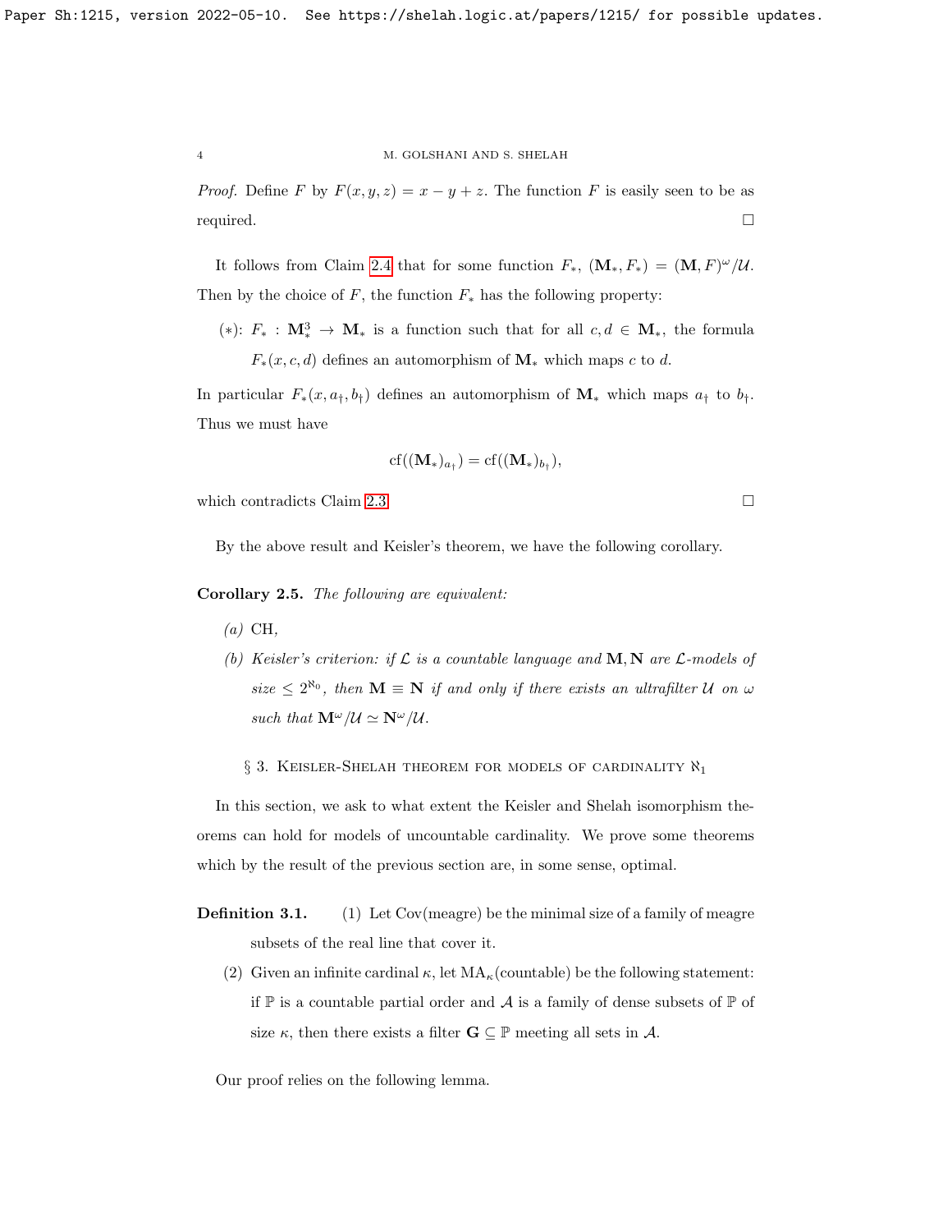*Proof.* Define $F$ by $F(x, y, z) = x - y + z$. The function $F$ is easily seen to be as required. $\square$

It follows from Claim 2.4 that for some function $F_*$, $(\mathbf{M}_*, F_*) = (\mathbf{M}, F)^\omega/\mathcal{U}$. Then by the choice of $F$, the function $F_*$ has the following property:

- $(*)$: $F_* : \mathbf{M}_*^3 \to \mathbf{M}_*$ is a function such that for all $c, d \in \mathbf{M}_*$, the formula $F_*(x, c, d)$ defines an automorphism of $\mathbf{M}_*$ which maps $c$ to $d$.

In particular $F_*(x, a_\dagger, b_\dagger)$ defines an automorphism of $\mathbf{M}_*$ which maps $a_\dagger$ to $b_\dagger$. Thus we must have

$$\mathrm{cf}((\mathbf{M}_*)_{a_\dagger}) = \mathrm{cf}((\mathbf{M}_*)_{b_\dagger}),$$

which contradicts Claim 2.3. $\square$

By the above result and Keisler's theorem, we have the following corollary.

**Corollary 2.5.** *The following are equivalent:*

*(a)* CH,

*(b)* *Keisler's criterion: if $\mathcal{L}$ is a countable language and $\mathbf{M}, \mathbf{N}$ are $\mathcal{L}$-models of size $\leq 2^{\aleph_0}$, then $\mathbf{M} \equiv \mathbf{N}$ if and only if there exists an ultrafilter $\mathcal{U}$ on $\omega$ such that $\mathbf{M}^\omega/\mathcal{U} \simeq \mathbf{N}^\omega/\mathcal{U}$.*

## § 3. Keisler-Shelah theorem for models of cardinality $\aleph_1$

In this section, we ask to what extent the Keisler and Shelah isomorphism theorems can hold for models of uncountable cardinality. We prove some theorems which by the result of the previous section are, in some sense, optimal.

**Definition 3.1.**
1. Let Cov(meagre) be the minimal size of a family of meagre subsets of the real line that cover it.
2. Given an infinite cardinal $\kappa$, let $\mathrm{MA}_\kappa$(countable) be the following statement: if $\mathbb{P}$ is a countable partial order and $\mathcal{A}$ is a family of dense subsets of $\mathbb{P}$ of size $\kappa$, then there exists a filter $\mathbf{G} \subseteq \mathbb{P}$ meeting all sets in $\mathcal{A}$.

Our proof relies on the following lemma.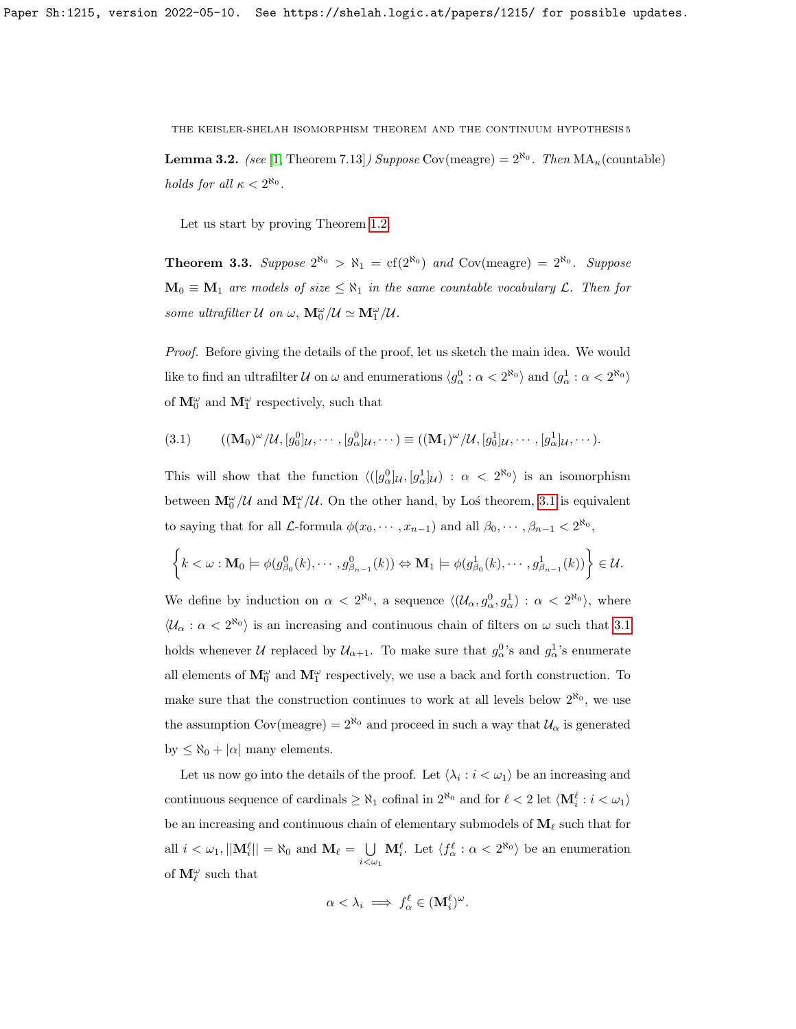**Lemma 3.2.** *(see [1, Theorem 7.13]) Suppose* $\mathrm{Cov}(\text{meagre}) = 2^{\aleph_0}$. *Then* $\mathrm{MA}_\kappa(\text{countable})$ *holds for all* $\kappa < 2^{\aleph_0}$.

Let us start by proving Theorem 1.2.

**Theorem 3.3.** *Suppose* $2^{\aleph_0} > \aleph_1 = \mathrm{cf}(2^{\aleph_0})$ *and* $\mathrm{Cov}(\text{meagre}) = 2^{\aleph_0}$. *Suppose* $\mathbf{M}_0 \equiv \mathbf{M}_1$ *are models of size* $\leq \aleph_1$ *in the same countable vocabulary* $\mathcal{L}$. *Then for some ultrafilter* $\mathcal{U}$ *on* $\omega$, $\mathbf{M}_0^\omega/\mathcal{U} \simeq \mathbf{M}_1^\omega/\mathcal{U}$.

*Proof.* Before giving the details of the proof, let us sketch the main idea. We would like to find an ultrafilter $\mathcal{U}$ on $\omega$ and enumerations $\langle g^0_\alpha : \alpha < 2^{\aleph_0}\rangle$ and $\langle g^1_\alpha : \alpha < 2^{\aleph_0}\rangle$ of $\mathbf{M}_0^\omega$ and $\mathbf{M}_1^\omega$ respectively, such that

$$((\mathbf{M}_0)^\omega/\mathcal{U}, [g^0_0]_\mathcal{U}, \cdots, [g^0_\alpha]_\mathcal{U}, \cdots) \equiv ((\mathbf{M}_1)^\omega/\mathcal{U}, [g^1_0]_\mathcal{U}, \cdots, [g^1_\alpha]_\mathcal{U}, \cdots). \tag{3.1}$$

This will show that the function $\langle([g^0_\alpha]_\mathcal{U}, [g^1_\alpha]_\mathcal{U}) : \alpha < 2^{\aleph_0}\rangle$ is an isomorphism between $\mathbf{M}_0^\omega/\mathcal{U}$ and $\mathbf{M}_1^\omega/\mathcal{U}$. On the other hand, by Łoś theorem, 3.1 is equivalent to saying that for all $\mathcal{L}$-formula $\phi(x_0, \cdots, x_{n-1})$ and all $\beta_0, \cdots, \beta_{n-1} < 2^{\aleph_0}$,

$$\left\{k < \omega : \mathbf{M}_0 \models \phi(g^0_{\beta_0}(k), \cdots, g^0_{\beta_{n-1}}(k)) \Leftrightarrow \mathbf{M}_1 \models \phi(g^1_{\beta_0}(k), \cdots, g^1_{\beta_{n-1}}(k))\right\} \in \mathcal{U}.$$

We define by induction on $\alpha < 2^{\aleph_0}$, a sequence $\langle(\mathcal{U}_\alpha, g^0_\alpha, g^1_\alpha) : \alpha < 2^{\aleph_0}\rangle$, where $\langle \mathcal{U}_\alpha : \alpha < 2^{\aleph_0}\rangle$ is an increasing and continuous chain of filters on $\omega$ such that 3.1 holds whenever $\mathcal{U}$ replaced by $\mathcal{U}_{\alpha+1}$. To make sure that $g^0_\alpha$'s and $g^1_\alpha$'s enumerate all elements of $\mathbf{M}_0^\omega$ and $\mathbf{M}_1^\omega$ respectively, we use a back and forth construction. To make sure that the construction continues to work at all levels below $2^{\aleph_0}$, we use the assumption $\mathrm{Cov}(\text{meagre}) = 2^{\aleph_0}$ and proceed in such a way that $\mathcal{U}_\alpha$ is generated by $\leq \aleph_0 + |\alpha|$ many elements.

Let us now go into the details of the proof. Let $\langle \lambda_i : i < \omega_1\rangle$ be an increasing and continuous sequence of cardinals $\geq \aleph_1$ cofinal in $2^{\aleph_0}$ and for $\ell < 2$ let $\langle \mathbf{M}^\ell_i : i < \omega_1\rangle$ be an increasing and continuous chain of elementary submodels of $\mathbf{M}_\ell$ such that for all $i < \omega_1$, $||\mathbf{M}^\ell_i|| = \aleph_0$ and $\mathbf{M}_\ell = \bigcup_{i<\omega_1} \mathbf{M}^\ell_i$. Let $\langle f^\ell_\alpha : \alpha < 2^{\aleph_0}\rangle$ be an enumeration of $\mathbf{M}_\ell^\omega$ such that

$$\alpha < \lambda_i \implies f^\ell_\alpha \in (\mathbf{M}^\ell_i)^\omega.$$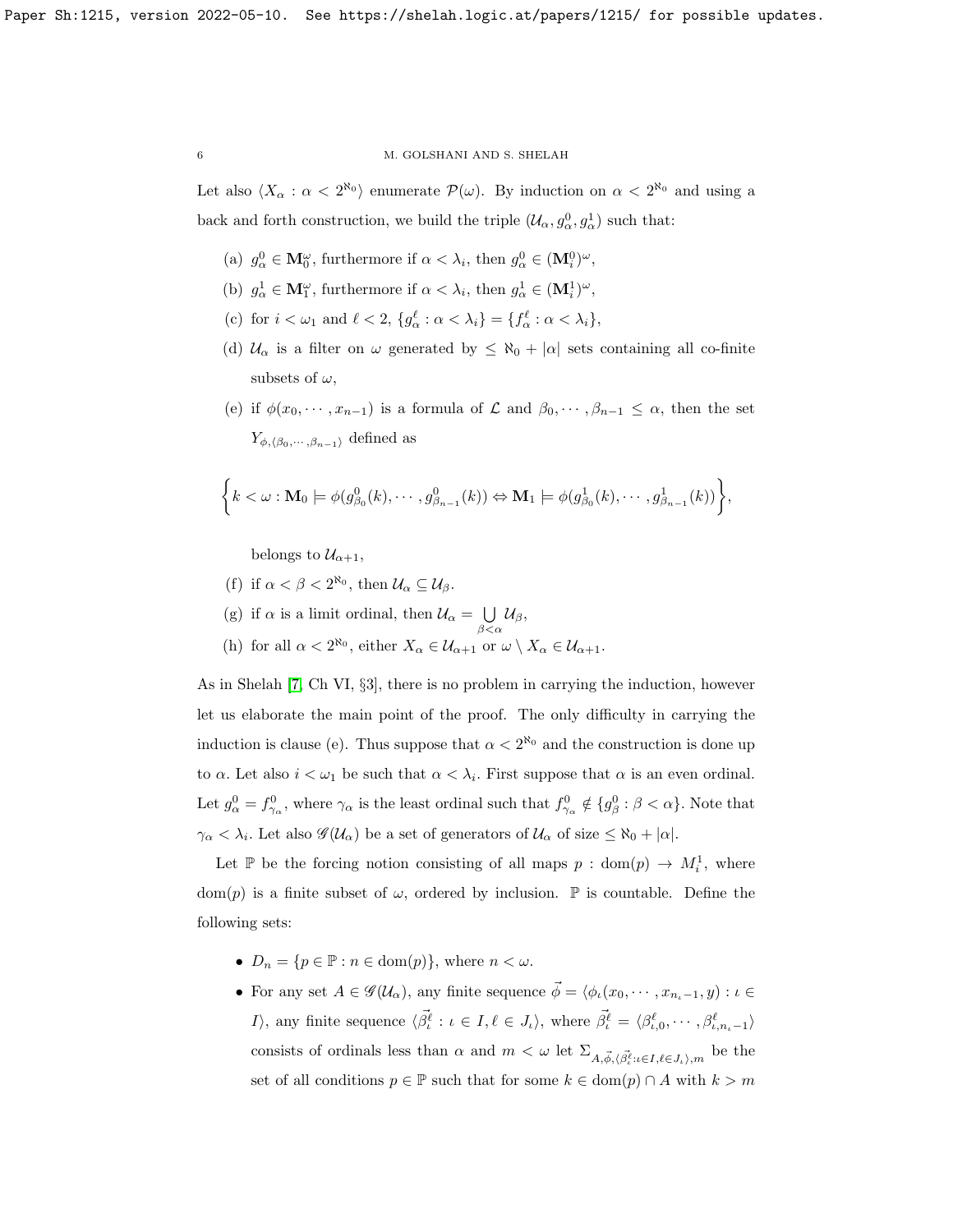Let also $\langle X_\alpha : \alpha < 2^{\aleph_0} \rangle$ enumerate $\mathcal{P}(\omega)$. By induction on $\alpha < 2^{\aleph_0}$ and using a back and forth construction, we build the triple $(\mathcal{U}_\alpha, g^0_\alpha, g^1_\alpha)$ such that:

(a) $g^0_\alpha \in \mathbf{M}^\omega_0$, furthermore if $\alpha < \lambda_i$, then $g^0_\alpha \in (\mathbf{M}^0_i)^\omega$,

(b) $g^1_\alpha \in \mathbf{M}^\omega_1$, furthermore if $\alpha < \lambda_i$, then $g^1_\alpha \in (\mathbf{M}^1_i)^\omega$,

(c) for $i < \omega_1$ and $\ell < 2$, $\{g^\ell_\alpha : \alpha < \lambda_i\} = \{f^\ell_\alpha : \alpha < \lambda_i\}$,

(d) $\mathcal{U}_\alpha$ is a filter on $\omega$ generated by $\leq \aleph_0 + |\alpha|$ sets containing all co-finite subsets of $\omega$,

(e) if $\phi(x_0, \cdots, x_{n-1})$ is a formula of $\mathcal{L}$ and $\beta_0, \cdots, \beta_{n-1} \leq \alpha$, then the set $Y_{\phi, \langle \beta_0, \cdots, \beta_{n-1} \rangle}$ defined as

$$\left\{ k < \omega : \mathbf{M}_0 \models \phi(g^0_{\beta_0}(k), \cdots, g^0_{\beta_{n-1}}(k)) \Leftrightarrow \mathbf{M}_1 \models \phi(g^1_{\beta_0}(k), \cdots, g^1_{\beta_{n-1}}(k)) \right\},$$

belongs to $\mathcal{U}_{\alpha+1}$,

(f) if $\alpha < \beta < 2^{\aleph_0}$, then $\mathcal{U}_\alpha \subseteq \mathcal{U}_\beta$.

(g) if $\alpha$ is a limit ordinal, then $\mathcal{U}_\alpha = \bigcup\limits_{\beta < \alpha} \mathcal{U}_\beta$,

(h) for all $\alpha < 2^{\aleph_0}$, either $X_\alpha \in \mathcal{U}_{\alpha+1}$ or $\omega \setminus X_\alpha \in \mathcal{U}_{\alpha+1}$.

As in Shelah [7, Ch VI, §3], there is no problem in carrying the induction, however let us elaborate the main point of the proof. The only difficulty in carrying the induction is clause (e). Thus suppose that $\alpha < 2^{\aleph_0}$ and the construction is done up to $\alpha$. Let also $i < \omega_1$ be such that $\alpha < \lambda_i$. First suppose that $\alpha$ is an even ordinal. Let $g^0_\alpha = f^0_{\gamma_\alpha}$, where $\gamma_\alpha$ is the least ordinal such that $f^0_{\gamma_\alpha} \notin \{g^0_\beta : \beta < \alpha\}$. Note that $\gamma_\alpha < \lambda_i$. Let also $\mathscr{G}(\mathcal{U}_\alpha)$ be a set of generators of $\mathcal{U}_\alpha$ of size $\leq \aleph_0 + |\alpha|$.

Let $\mathbb{P}$ be the forcing notion consisting of all maps $p : \mathrm{dom}(p) \to M^1_i$, where $\mathrm{dom}(p)$ is a finite subset of $\omega$, ordered by inclusion. $\mathbb{P}$ is countable. Define the following sets:

- $D_n = \{p \in \mathbb{P} : n \in \mathrm{dom}(p)\}$, where $n < \omega$.
- For any set $A \in \mathscr{G}(\mathcal{U}_\alpha)$, any finite sequence $\vec{\phi} = \langle \phi_\iota(x_0, \cdots, x_{n_\iota - 1}, y) : \iota \in I \rangle$, any finite sequence $\langle \vec{\beta}^\ell_\iota : \iota \in I, \ell \in J_\iota \rangle$, where $\vec{\beta}^\ell_\iota = \langle \beta^\ell_{\iota,0}, \cdots, \beta^\ell_{\iota, n_\iota - 1} \rangle$ consists of ordinals less than $\alpha$ and $m < \omega$ let $\Sigma_{A, \vec{\phi}, \langle \vec{\beta}^\ell_\iota : \iota \in I, \ell \in J_\iota \rangle, m}$ be the set of all conditions $p \in \mathbb{P}$ such that for some $k \in \mathrm{dom}(p) \cap A$ with $k > m$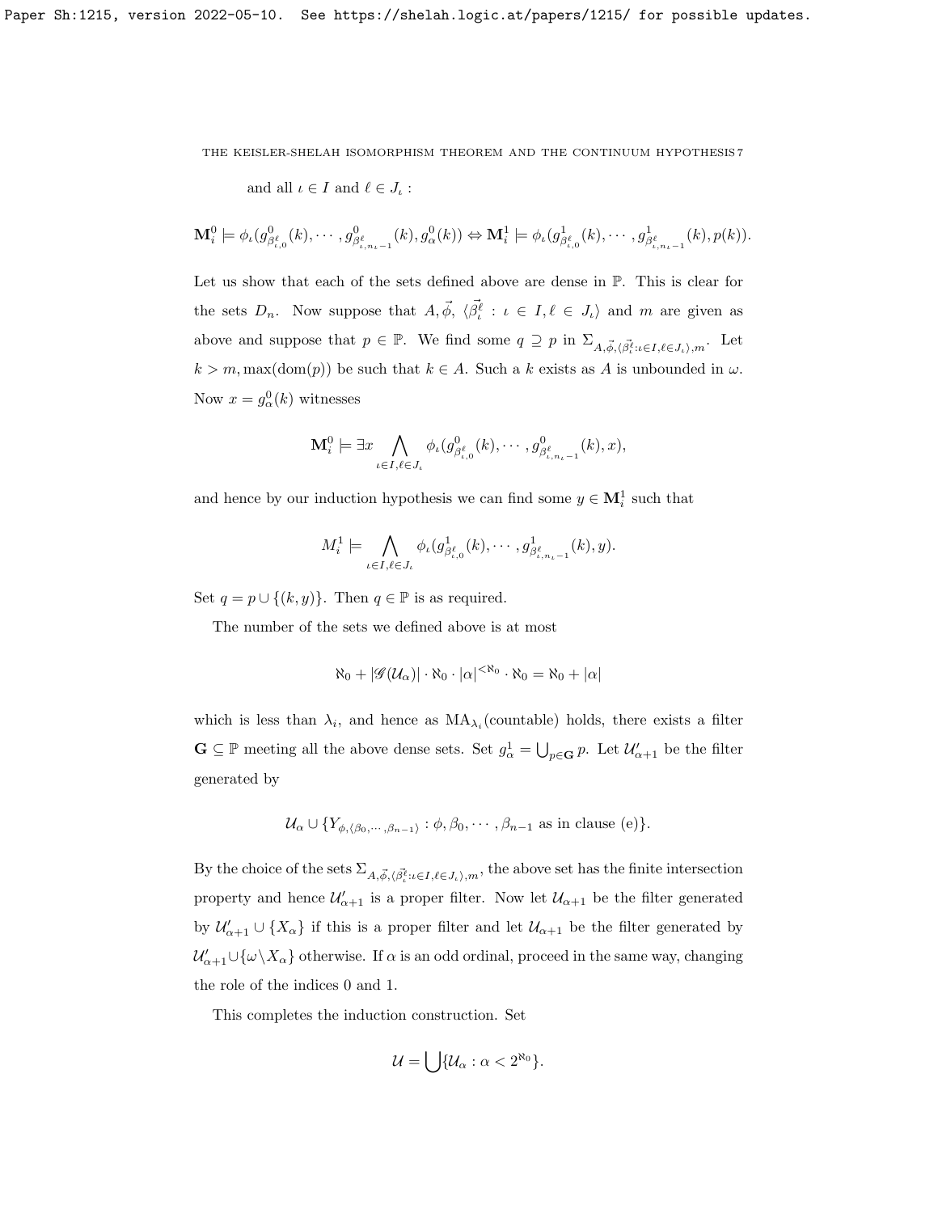and all $\iota \in I$ and $\ell \in J_\iota$ :

$$\mathbf{M}_i^0 \models \phi_\iota(g^0_{\beta^\ell_{\iota,0}}(k), \cdots, g^0_{\beta^\ell_{\iota,n_\iota-1}}(k), g^0_\alpha(k)) \Leftrightarrow \mathbf{M}_i^1 \models \phi_\iota(g^1_{\beta^\ell_{\iota,0}}(k), \cdots, g^1_{\beta^\ell_{\iota,n_\iota-1}}(k), p(k)).$$

Let us show that each of the sets defined above are dense in $\mathbb{P}$. This is clear for the sets $D_n$. Now suppose that $A, \vec{\phi}$, $\langle \vec{\beta}^\ell_\iota : \iota \in I, \ell \in J_\iota \rangle$ and $m$ are given as above and suppose that $p \in \mathbb{P}$. We find some $q \supseteq p$ in $\Sigma_{A, \vec{\phi}, \langle \vec{\beta}^\ell_\iota : \iota \in I, \ell \in J_\iota \rangle, m}$. Let $k > m, \max(\text{dom}(p))$ be such that $k \in A$. Such a $k$ exists as $A$ is unbounded in $\omega$. Now $x = g^0_\alpha(k)$ witnesses

$$\mathbf{M}_i^0 \models \exists x \bigwedge_{\iota \in I, \ell \in J_\iota} \phi_\iota(g^0_{\beta^\ell_{\iota,0}}(k), \cdots, g^0_{\beta^\ell_{\iota,n_\iota-1}}(k), x),$$

and hence by our induction hypothesis we can find some $y \in \mathbf{M}_i^1$ such that

$$M_i^1 \models \bigwedge_{\iota \in I, \ell \in J_\iota} \phi_\iota(g^1_{\beta^\ell_{\iota,0}}(k), \cdots, g^1_{\beta^\ell_{\iota,n_\iota-1}}(k), y).$$

Set $q = p \cup \{(k, y)\}$. Then $q \in \mathbb{P}$ is as required.

The number of the sets we defined above is at most

$$\aleph_0 + |\mathscr{G}(\mathcal{U}_\alpha)| \cdot \aleph_0 \cdot |\alpha|^{<\aleph_0} \cdot \aleph_0 = \aleph_0 + |\alpha|$$

which is less than $\lambda_i$, and hence as $\text{MA}_{\lambda_i}(\text{countable})$ holds, there exists a filter $\mathbf{G} \subseteq \mathbb{P}$ meeting all the above dense sets. Set $g^1_\alpha = \bigcup_{p \in \mathbf{G}} p$. Let $\mathcal{U}'_{\alpha+1}$ be the filter generated by

$$\mathcal{U}_\alpha \cup \{Y_{\phi, \langle \beta_0, \cdots, \beta_{n-1} \rangle} : \phi, \beta_0, \cdots, \beta_{n-1} \text{ as in clause (e)}\}.$$

By the choice of the sets $\Sigma_{A, \vec{\phi}, \langle \vec{\beta}^\ell_\iota : \iota \in I, \ell \in J_\iota \rangle, m}$, the above set has the finite intersection property and hence $\mathcal{U}'_{\alpha+1}$ is a proper filter. Now let $\mathcal{U}_{\alpha+1}$ be the filter generated by $\mathcal{U}'_{\alpha+1} \cup \{X_\alpha\}$ if this is a proper filter and let $\mathcal{U}_{\alpha+1}$ be the filter generated by $\mathcal{U}'_{\alpha+1} \cup \{\omega \setminus X_\alpha\}$ otherwise. If $\alpha$ is an odd ordinal, proceed in the same way, changing the role of the indices 0 and 1.

This completes the induction construction. Set

$$\mathcal{U} = \bigcup \{\mathcal{U}_\alpha : \alpha < 2^{\aleph_0}\}.$$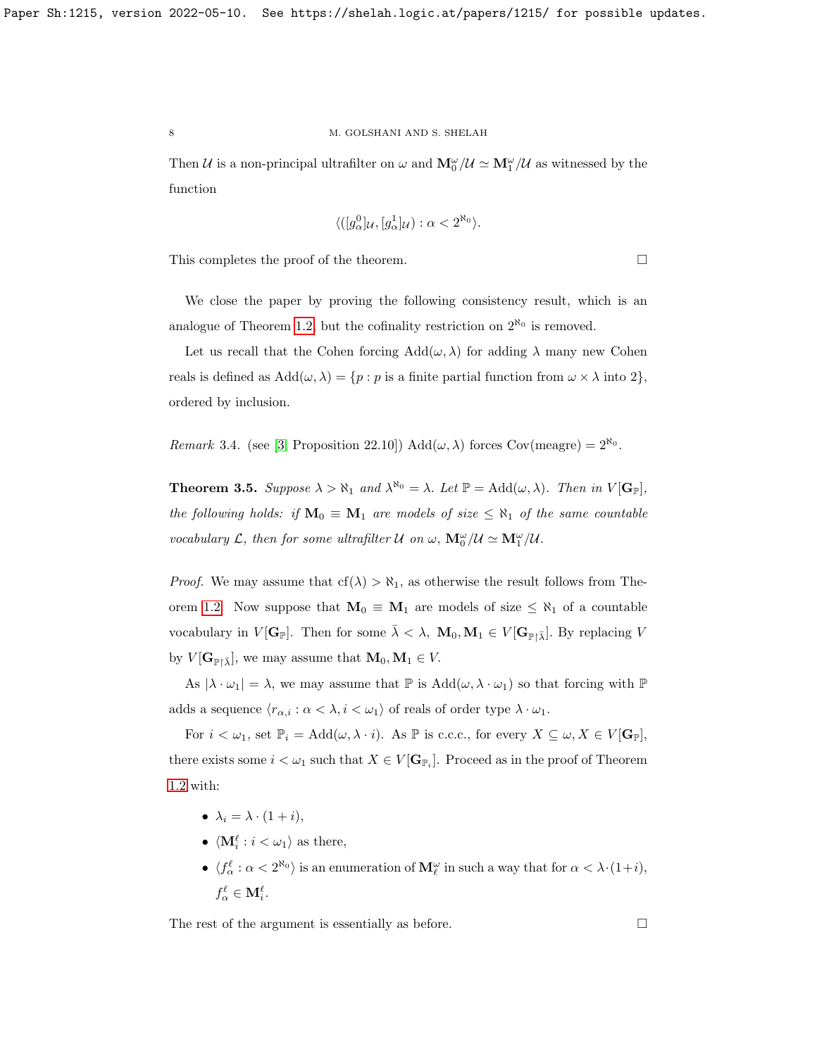Then $\mathcal{U}$ is a non-principal ultrafilter on $\omega$ and $\mathbf{M}_0^\omega/\mathcal{U} \simeq \mathbf{M}_1^\omega/\mathcal{U}$ as witnessed by the function

$$\langle([g^0_\alpha]_{\mathcal{U}}, [g^1_\alpha]_{\mathcal{U}}) : \alpha < 2^{\aleph_0}\rangle.$$

This completes the proof of the theorem. $\square$

We close the paper by proving the following consistency result, which is an analogue of Theorem 1.2 but the cofinality restriction on $2^{\aleph_0}$ is removed.

Let us recall that the Cohen forcing $\mathrm{Add}(\omega, \lambda)$ for adding $\lambda$ many new Cohen reals is defined as $\mathrm{Add}(\omega, \lambda) = \{p : p \text{ is a finite partial function from } \omega \times \lambda \text{ into } 2\}$, ordered by inclusion.

*Remark* 3.4. (see [3, Proposition 22.10]) $\mathrm{Add}(\omega, \lambda)$ forces $\mathrm{Cov}(\text{meagre}) = 2^{\aleph_0}$.

**Theorem 3.5.** *Suppose $\lambda > \aleph_1$ and $\lambda^{\aleph_0} = \lambda$. Let $\mathbb{P} = \mathrm{Add}(\omega, \lambda)$. Then in $V[\mathbf{G}_{\mathbb{P}}]$, the following holds: if $\mathbf{M}_0 \equiv \mathbf{M}_1$ are models of size $\leq \aleph_1$ of the same countable vocabulary $\mathcal{L}$, then for some ultrafilter $\mathcal{U}$ on $\omega$, $\mathbf{M}_0^\omega/\mathcal{U} \simeq \mathbf{M}_1^\omega/\mathcal{U}$.*

*Proof.* We may assume that $\mathrm{cf}(\lambda) > \aleph_1$, as otherwise the result follows from Theorem 1.2. Now suppose that $\mathbf{M}_0 \equiv \mathbf{M}_1$ are models of size $\leq \aleph_1$ of a countable vocabulary in $V[\mathbf{G}_{\mathbb{P}}]$. Then for some $\bar{\lambda} < \lambda$, $\mathbf{M}_0, \mathbf{M}_1 \in V[\mathbf{G}_{\mathbb{P}\restriction\bar{\lambda}}]$. By replacing $V$ by $V[\mathbf{G}_{\mathbb{P}\restriction\bar{\lambda}}]$, we may assume that $\mathbf{M}_0, \mathbf{M}_1 \in V$.

As $|\lambda \cdot \omega_1| = \lambda$, we may assume that $\mathbb{P}$ is $\mathrm{Add}(\omega, \lambda \cdot \omega_1)$ so that forcing with $\mathbb{P}$ adds a sequence $\langle r_{\alpha,i} : \alpha < \lambda, i < \omega_1\rangle$ of reals of order type $\lambda \cdot \omega_1$.

For $i < \omega_1$, set $\mathbb{P}_i = \mathrm{Add}(\omega, \lambda \cdot i)$. As $\mathbb{P}$ is c.c.c., for every $X \subseteq \omega$, $X \in V[\mathbf{G}_{\mathbb{P}}]$, there exists some $i < \omega_1$ such that $X \in V[\mathbf{G}_{\mathbb{P}_i}]$. Proceed as in the proof of Theorem 1.2 with:

- $\lambda_i = \lambda \cdot (1 + i)$,
- $\langle \mathbf{M}^\ell_i : i < \omega_1\rangle$ as there,
- $\langle f^\ell_\alpha : \alpha < 2^{\aleph_0}\rangle$ is an enumeration of $\mathbf{M}^\omega_\ell$ in such a way that for $\alpha < \lambda \cdot (1+i)$, $f^\ell_\alpha \in \mathbf{M}^\ell_i$.

The rest of the argument is essentially as before. $\square$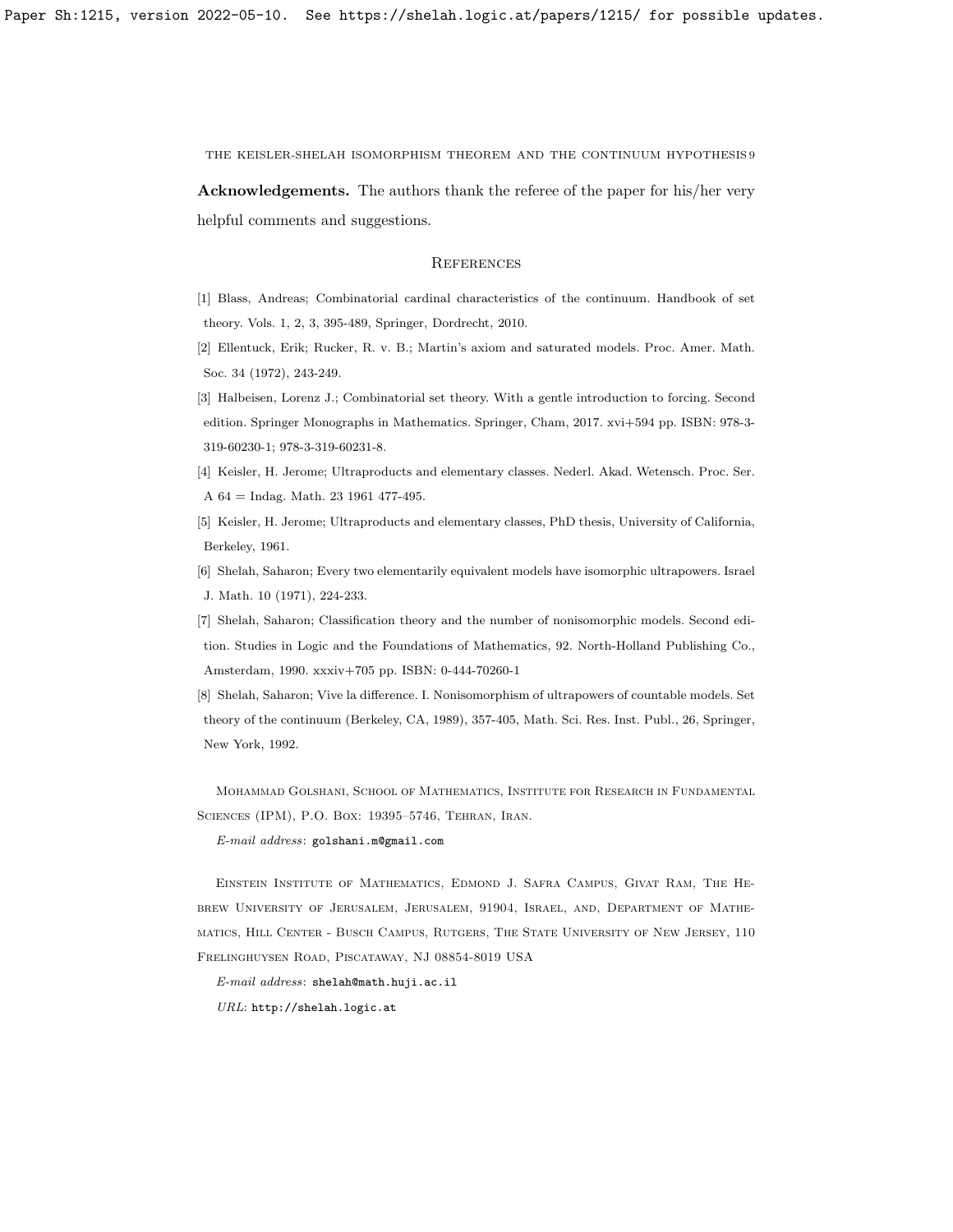**Acknowledgements.** The authors thank the referee of the paper for his/her very helpful comments and suggestions.

## References

[1] Blass, Andreas; Combinatorial cardinal characteristics of the continuum. Handbook of set theory. Vols. 1, 2, 3, 395-489, Springer, Dordrecht, 2010.

[2] Ellentuck, Erik; Rucker, R. v. B.; Martin's axiom and saturated models. Proc. Amer. Math. Soc. 34 (1972), 243-249.

[3] Halbeisen, Lorenz J.; Combinatorial set theory. With a gentle introduction to forcing. Second edition. Springer Monographs in Mathematics. Springer, Cham, 2017. xvi+594 pp. ISBN: 978-3-319-60230-1; 978-3-319-60231-8.

[4] Keisler, H. Jerome; Ultraproducts and elementary classes. Nederl. Akad. Wetensch. Proc. Ser. A 64 = Indag. Math. 23 1961 477-495.

[5] Keisler, H. Jerome; Ultraproducts and elementary classes, PhD thesis, University of California, Berkeley, 1961.

[6] Shelah, Saharon; Every two elementarily equivalent models have isomorphic ultrapowers. Israel J. Math. 10 (1971), 224-233.

[7] Shelah, Saharon; Classification theory and the number of nonisomorphic models. Second edition. Studies in Logic and the Foundations of Mathematics, 92. North-Holland Publishing Co., Amsterdam, 1990. xxxiv+705 pp. ISBN: 0-444-70260-1

[8] Shelah, Saharon; Vive la difference. I. Nonisomorphism of ultrapowers of countable models. Set theory of the continuum (Berkeley, CA, 1989), 357-405, Math. Sci. Res. Inst. Publ., 26, Springer, New York, 1992.

Mohammad Golshani, School of Mathematics, Institute for Research in Fundamental Sciences (IPM), P.O. Box: 19395–5746, Tehran, Iran.

*E-mail address*: golshani.m@gmail.com

Einstein Institute of Mathematics, Edmond J. Safra Campus, Givat Ram, The Hebrew University of Jerusalem, Jerusalem, 91904, Israel, and, Department of Mathematics, Hill Center - Busch Campus, Rutgers, The State University of New Jersey, 110 Frelinghuysen Road, Piscataway, NJ 08854-8019 USA

*E-mail address*: shelah@math.huji.ac.il

*URL*: http://shelah.logic.at